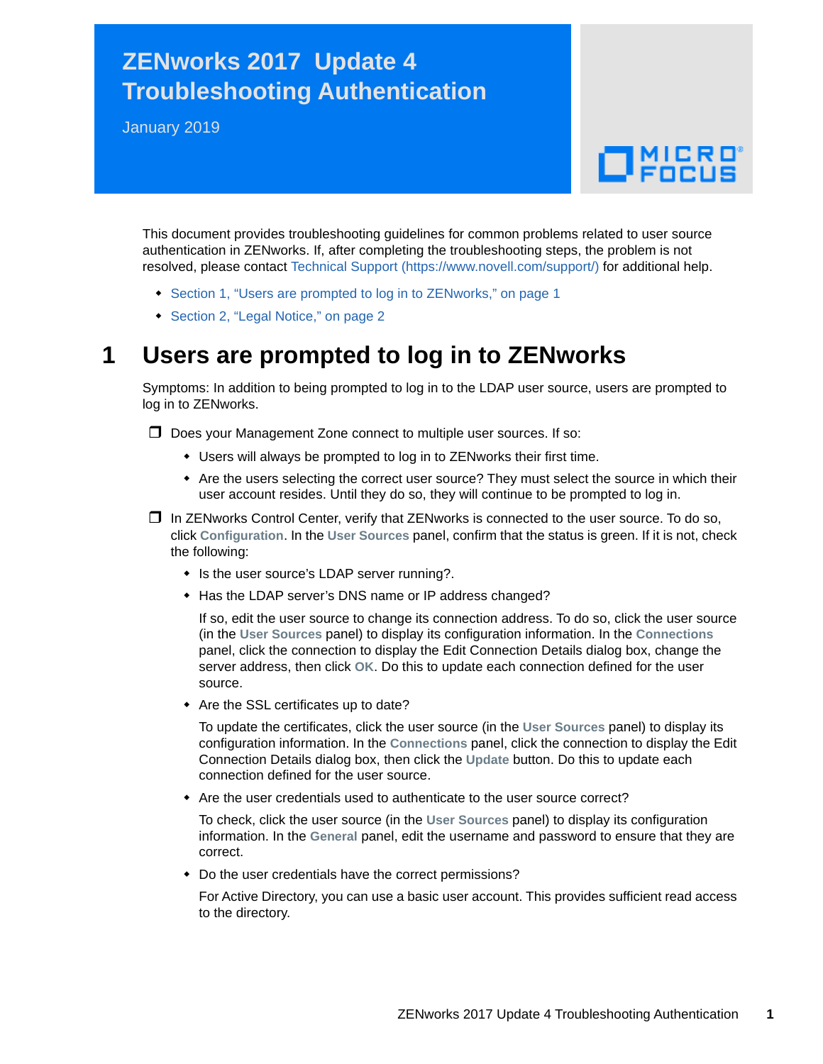# ZENworks 2017 Update 4 Troubleshooting Authentication

January 2019

This document provides troubleshooting guidelines for common problems related to user source authentication in ZENworks. If, after completing the troubleshooting steps, the problem is not resolved, please contact Technical Support (https://www.novell.com/support/) for additional help.

- Section 1, "Users are prompted to log in to ZENworks," on page 1
- Section 2, "Legal Notice," on page 2

## 1 Users are prompted to log in to ZENworks

Symptoms: In addition to being prompted to log in to the LDAP user source, users are prompted to log in to ZENworks.

- ❐ Does your Management Zone connect to multiple user sources. If so:
  - Users will always be prompted to log in to ZENworks their first time.
  - Are the users selecting the correct user source? They must select the source in which their user account resides. Until they do so, they will continue to be prompted to log in.
- ❐ In ZENworks Control Center, verify that ZENworks is connected to the user source. To do so, click **Configuration**. In the **User Sources** panel, confirm that the status is green. If it is not, check the following:
  - Is the user source's LDAP server running?.
  - Has the LDAP server's DNS name or IP address changed?

    If so, edit the user source to change its connection address. To do so, click the user source (in the **User Sources** panel) to display its configuration information. In the **Connections** panel, click the connection to display the Edit Connection Details dialog box, change the server address, then click **OK**. Do this to update each connection defined for the user source.
  - Are the SSL certificates up to date?

    To update the certificates, click the user source (in the **User Sources** panel) to display its configuration information. In the **Connections** panel, click the connection to display the Edit Connection Details dialog box, then click the **Update** button. Do this to update each connection defined for the user source.
  - Are the user credentials used to authenticate to the user source correct?

    To check, click the user source (in the **User Sources** panel) to display its configuration information. In the **General** panel, edit the username and password to ensure that they are correct.
  - Do the user credentials have the correct permissions?

    For Active Directory, you can use a basic user account. This provides sufficient read access to the directory.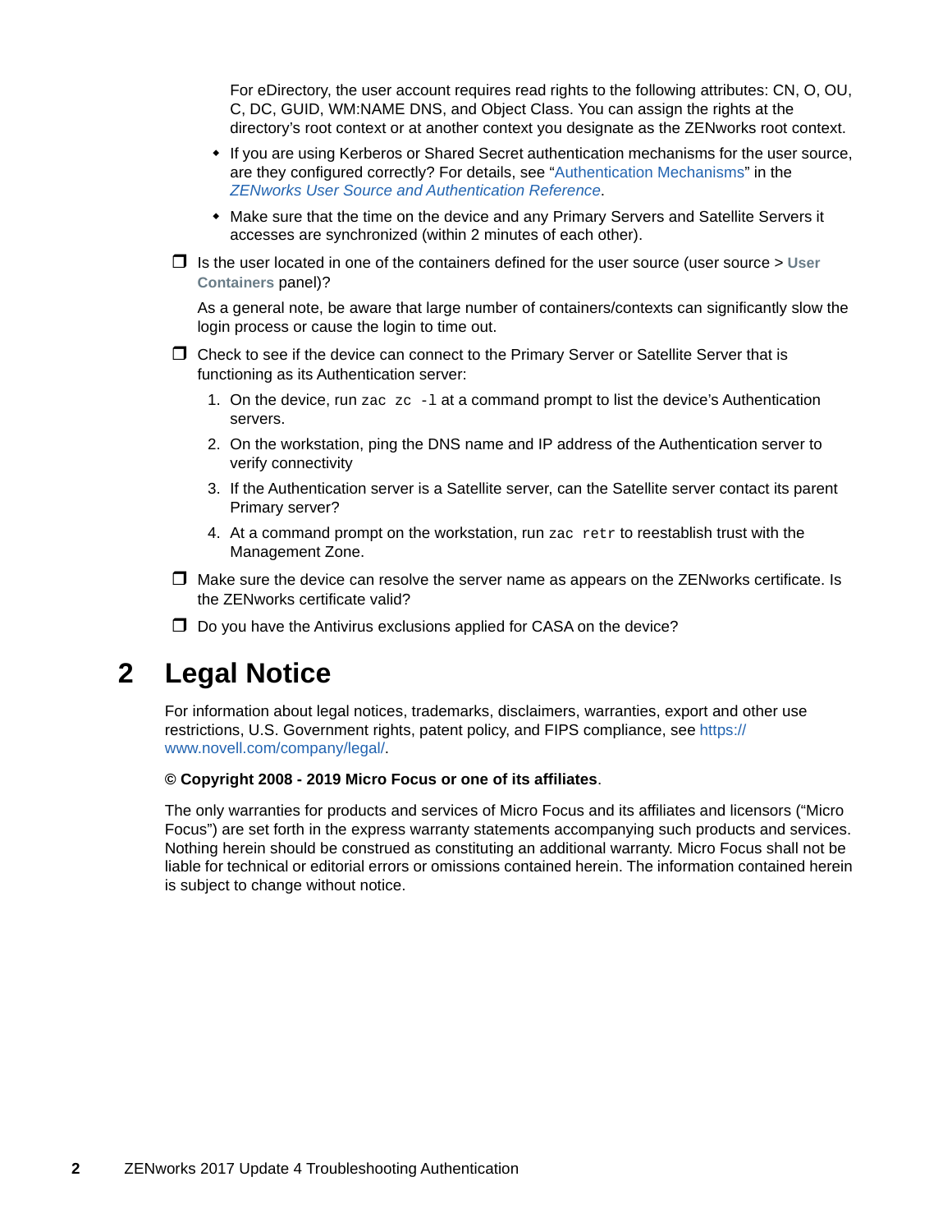For eDirectory, the user account requires read rights to the following attributes: CN, O, OU, C, DC, GUID, WM:NAME DNS, and Object Class. You can assign the rights at the directory's root context or at another context you designate as the ZENworks root context.

- If you are using Kerberos or Shared Secret authentication mechanisms for the user source, are they configured correctly? For details, see "Authentication Mechanisms" in the *ZENworks User Source and Authentication Reference*.
- Make sure that the time on the device and any Primary Servers and Satellite Servers it accesses are synchronized (within 2 minutes of each other).

❐ Is the user located in one of the containers defined for the user source (user source > **User Containers** panel)?

As a general note, be aware that large number of containers/contexts can significantly slow the login process or cause the login to time out.

❐ Check to see if the device can connect to the Primary Server or Satellite Server that is functioning as its Authentication server:

1. On the device, run `zac zc -l` at a command prompt to list the device's Authentication servers.
2. On the workstation, ping the DNS name and IP address of the Authentication server to verify connectivity
3. If the Authentication server is a Satellite server, can the Satellite server contact its parent Primary server?
4. At a command prompt on the workstation, run `zac retr` to reestablish trust with the Management Zone.

❐ Make sure the device can resolve the server name as appears on the ZENworks certificate. Is the ZENworks certificate valid?

❐ Do you have the Antivirus exclusions applied for CASA on the device?

# 2 Legal Notice

For information about legal notices, trademarks, disclaimers, warranties, export and other use restrictions, U.S. Government rights, patent policy, and FIPS compliance, see https://www.novell.com/company/legal/.

**© Copyright 2008 - 2019 Micro Focus or one of its affiliates**.

The only warranties for products and services of Micro Focus and its affiliates and licensors ("Micro Focus") are set forth in the express warranty statements accompanying such products and services. Nothing herein should be construed as constituting an additional warranty. Micro Focus shall not be liable for technical or editorial errors or omissions contained herein. The information contained herein is subject to change without notice.